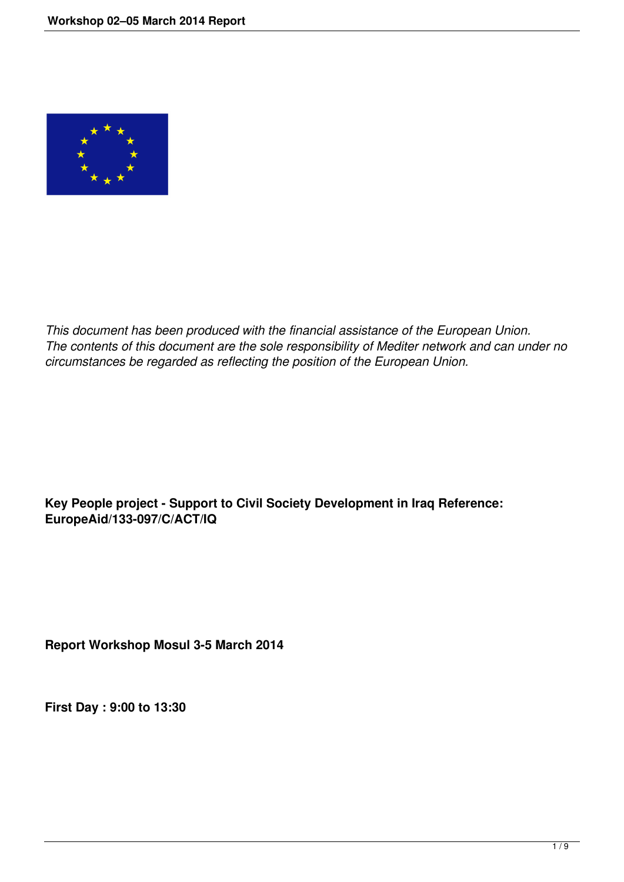*This document has been produced with the financial assistance of the European Union. The contents of this document are the sole responsibility of Mediter network and can under no circumstances be regarded as reflecting the position of the European Union.*

**Key People project - Support to Civil Society Development in Iraq Reference: EuropeAid/133-097/C/ACT/IQ**

**Report Workshop Mosul 3-5 March 2014**

**First Day : 9:00 to 13:30**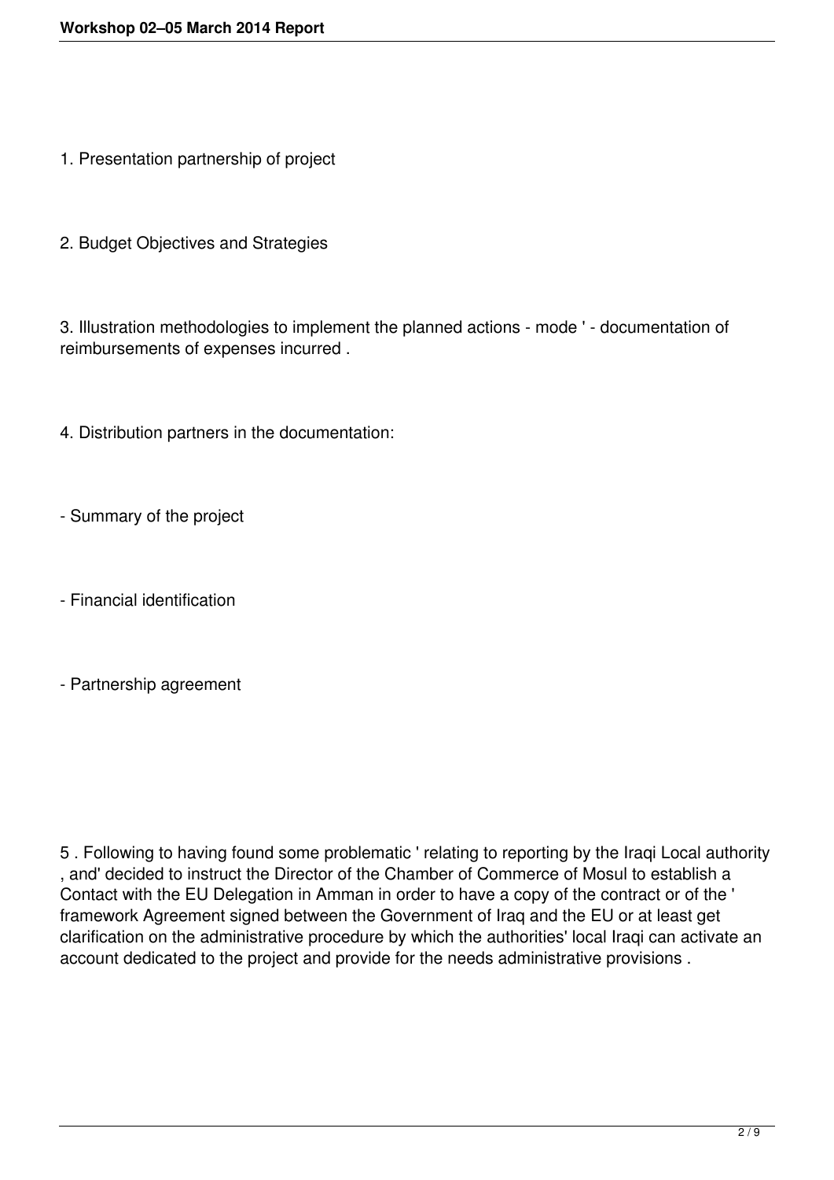1. Presentation partnership of project

2. Budget Objectives and Strategies

3. Illustration methodologies to implement the planned actions - mode ' - documentation of reimbursements of expenses incurred .

4. Distribution partners in the documentation:

- Summary of the project

- Financial identification

- Partnership agreement

5 . Following to having found some problematic ' relating to reporting by the Iraqi Local authority , and' decided to instruct the Director of the Chamber of Commerce of Mosul to establish a Contact with the EU Delegation in Amman in order to have a copy of the contract or of the ' framework Agreement signed between the Government of Iraq and the EU or at least get clarification on the administrative procedure by which the authorities' local Iraqi can activate an account dedicated to the project and provide for the needs administrative provisions .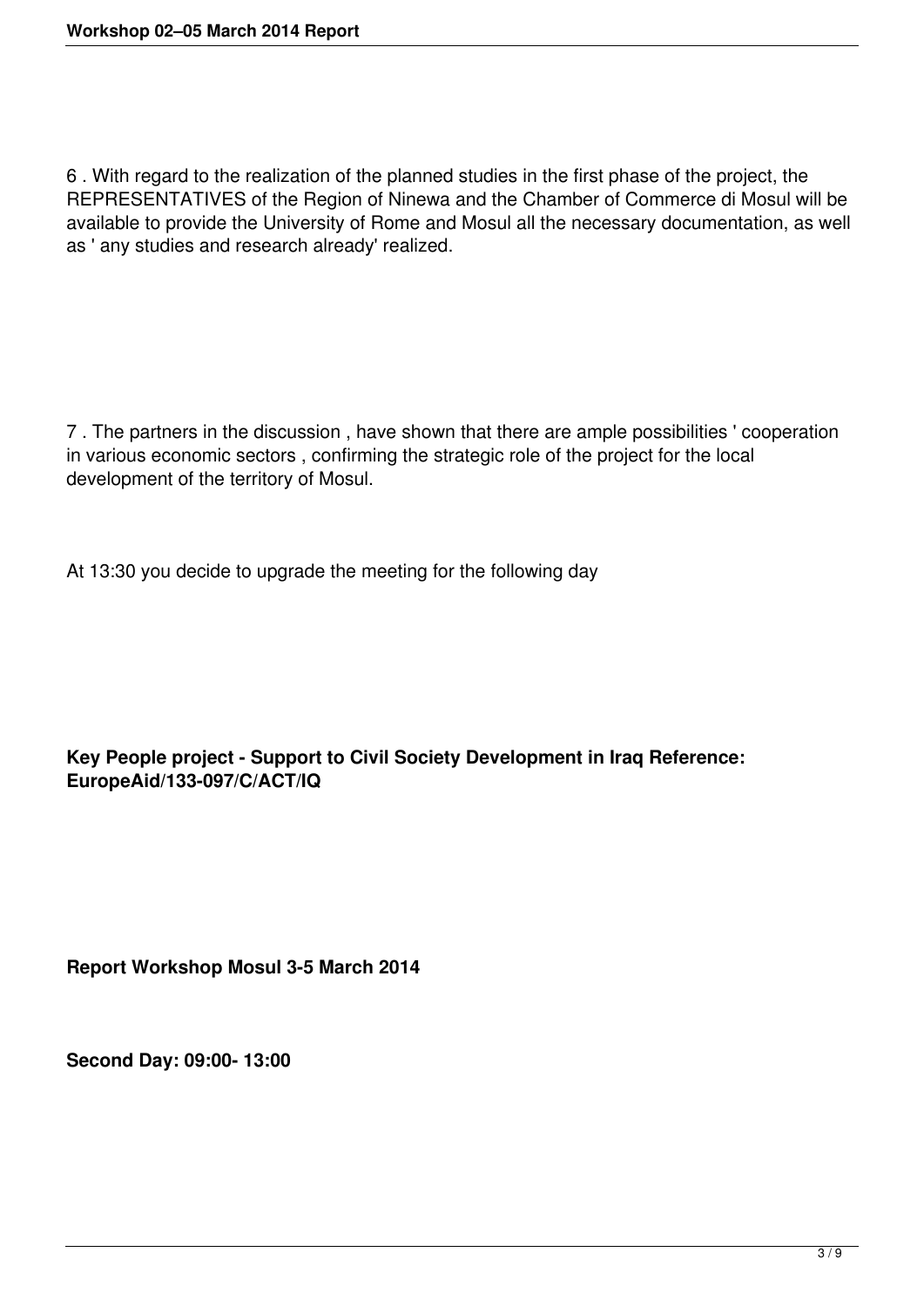6 . With regard to the realization of the planned studies in the first phase of the project, the REPRESENTATIVES of the Region of Ninewa and the Chamber of Commerce di Mosul will be available to provide the University of Rome and Mosul all the necessary documentation, as well as ' any studies and research already' realized.

7 . The partners in the discussion , have shown that there are ample possibilities ' cooperation in various economic sectors , confirming the strategic role of the project for the local development of the territory of Mosul.

At 13:30 you decide to upgrade the meeting for the following day

**Key People project - Support to Civil Society Development in Iraq Reference: EuropeAid/133-097/C/ACT/IQ**

**Report Workshop Mosul 3-5 March 2014**

**Second Day: 09:00- 13:00**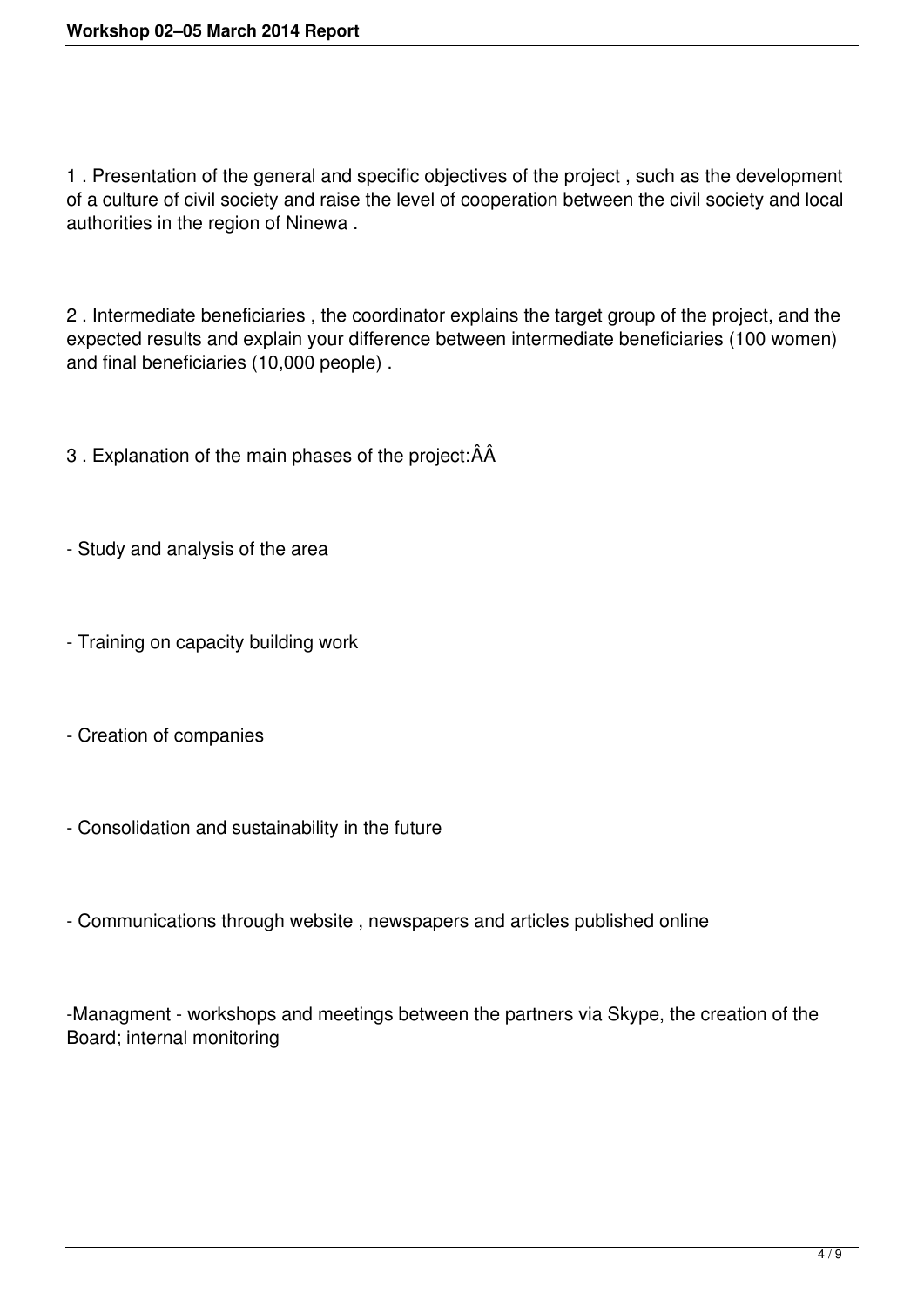1 . Presentation of the general and specific objectives of the project , such as the development of a culture of civil society and raise the level of cooperation between the civil society and local authorities in the region of Ninewa .

2 . Intermediate beneficiaries , the coordinator explains the target group of the project, and the expected results and explain your difference between intermediate beneficiaries (100 women) and final beneficiaries (10,000 people) .

3 . Explanation of the main phases of the project:ÂÂ

- Study and analysis of the area

- Training on capacity building work

- Creation of companies

- Consolidation and sustainability in the future

- Communications through website , newspapers and articles published online

-Managment - workshops and meetings between the partners via Skype, the creation of the Board; internal monitoring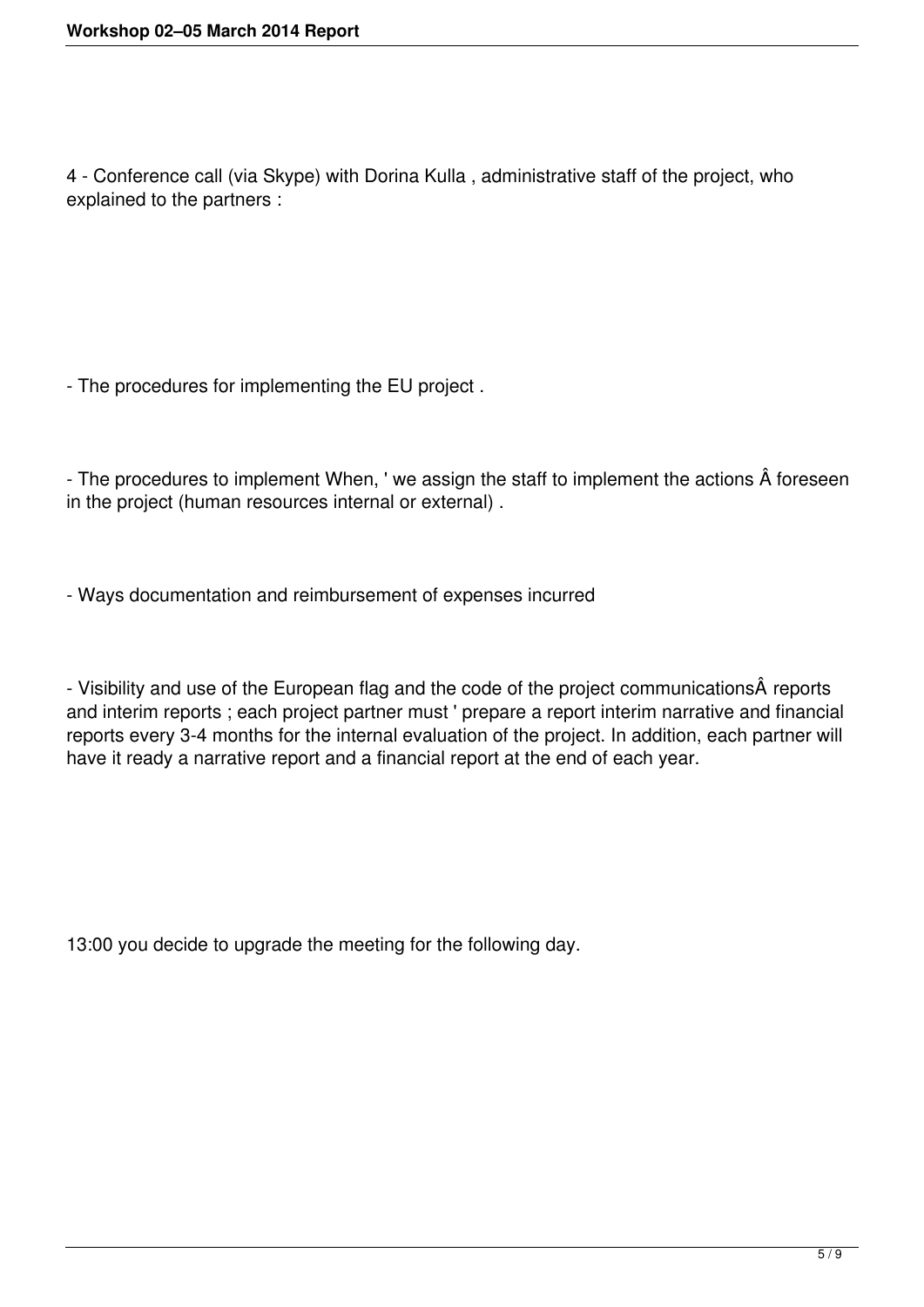4 - Conference call (via Skype) with Dorina Kulla , administrative staff of the project, who explained to the partners :

- The procedures for implementing the EU project .

- The procedures to implement When, ' we assign the staff to implement the actions Â foreseen in the project (human resources internal or external) .

- Ways documentation and reimbursement of expenses incurred

- Visibility and use of the European flag and the code of the project communicationsÂ reports and interim reports ; each project partner must ' prepare a report interim narrative and financial reports every 3-4 months for the internal evaluation of the project. In addition, each partner will have it ready a narrative report and a financial report at the end of each year.

13:00 you decide to upgrade the meeting for the following day.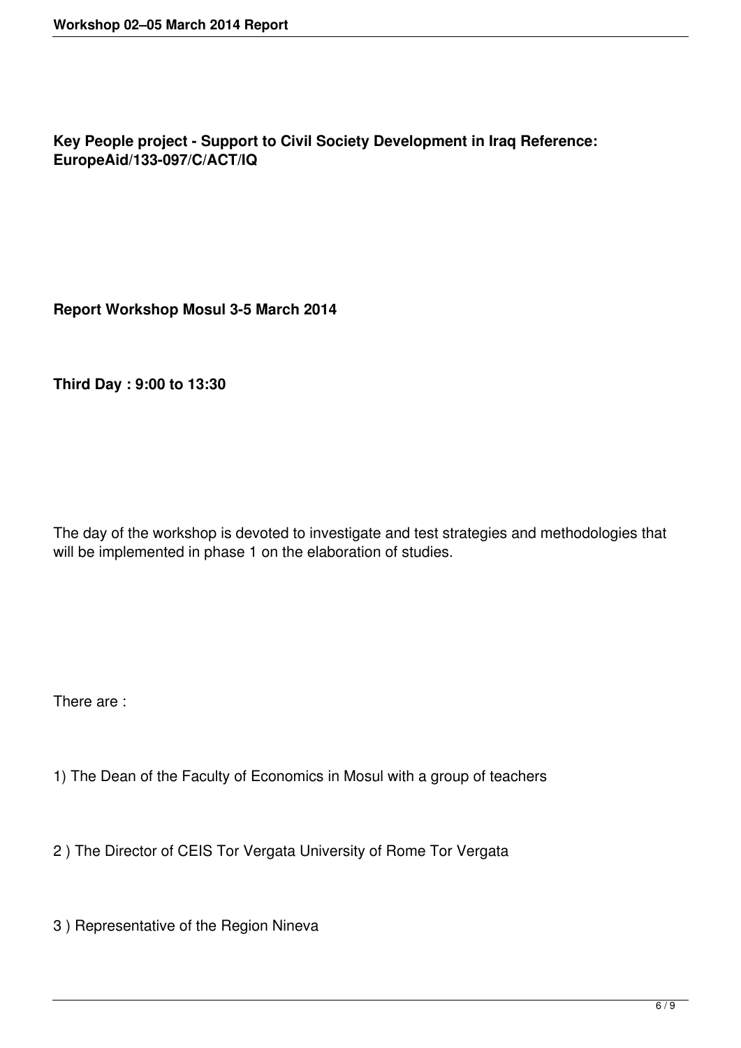**Key People project - Support to Civil Society Development in Iraq Reference: EuropeAid/133-097/C/ACT/IQ**

**Report Workshop Mosul 3-5 March 2014**

**Third Day : 9:00 to 13:30**

The day of the workshop is devoted to investigate and test strategies and methodologies that will be implemented in phase 1 on the elaboration of studies.

There are :

1) The Dean of the Faculty of Economics in Mosul with a group of teachers

2 ) The Director of CEIS Tor Vergata University of Rome Tor Vergata

3 ) Representative of the Region Nineva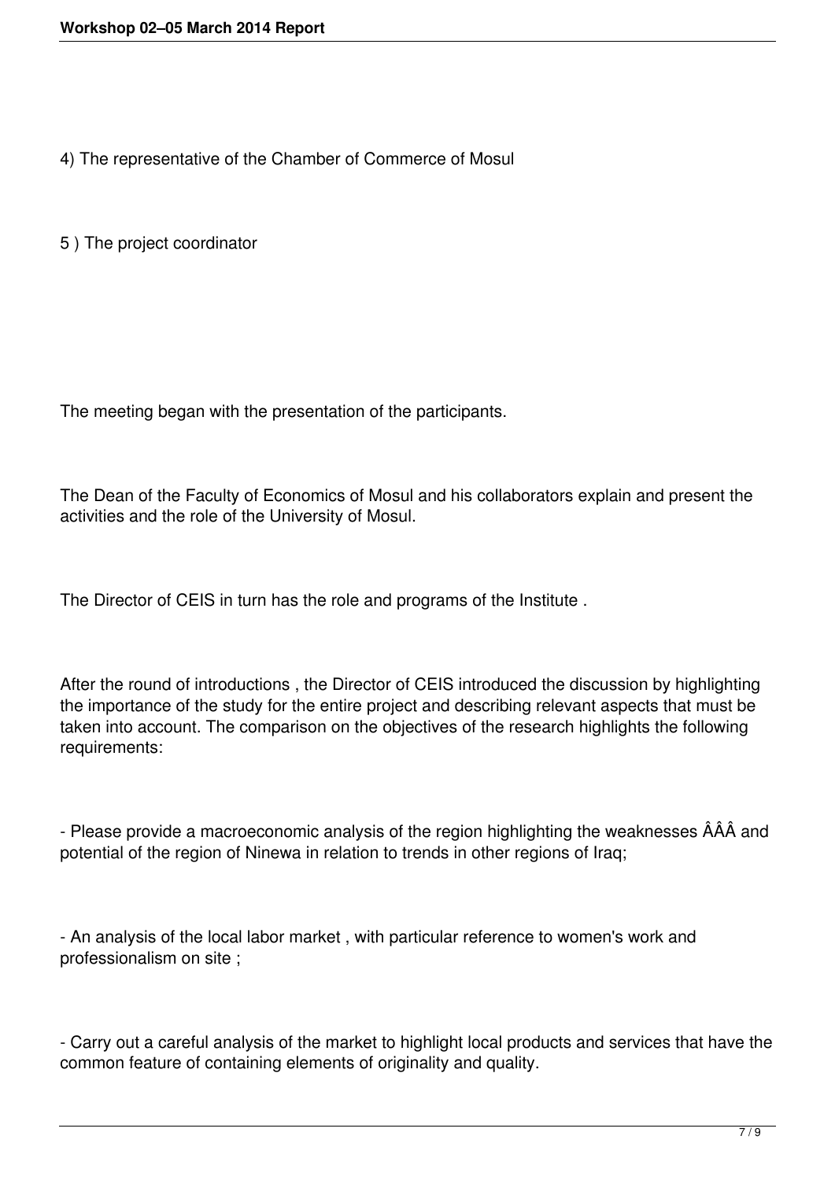4) The representative of the Chamber of Commerce of Mosul

5 ) The project coordinator

The meeting began with the presentation of the participants.

The Dean of the Faculty of Economics of Mosul and his collaborators explain and present the activities and the role of the University of Mosul.

The Director of CEIS in turn has the role and programs of the Institute .

After the round of introductions , the Director of CEIS introduced the discussion by highlighting the importance of the study for the entire project and describing relevant aspects that must be taken into account. The comparison on the objectives of the research highlights the following requirements:

- Please provide a macroeconomic analysis of the region highlighting the weaknesses ÂÂÂ and potential of the region of Ninewa in relation to trends in other regions of Iraq;

- An analysis of the local labor market , with particular reference to women's work and professionalism on site ;

- Carry out a careful analysis of the market to highlight local products and services that have the common feature of containing elements of originality and quality.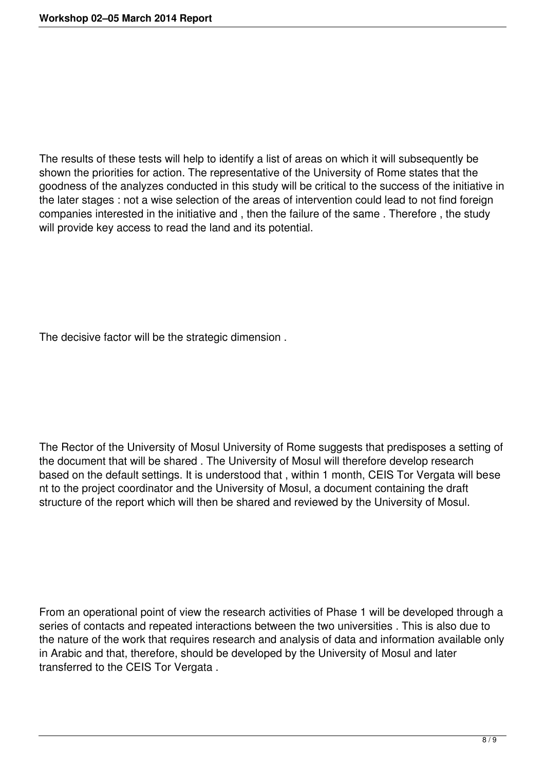The results of these tests will help to identify a list of areas on which it will subsequently be shown the priorities for action. The representative of the University of Rome states that the goodness of the analyzes conducted in this study will be critical to the success of the initiative in the later stages : not a wise selection of the areas of intervention could lead to not find foreign companies interested in the initiative and , then the failure of the same . Therefore , the study will provide key access to read the land and its potential.

The decisive factor will be the strategic dimension .

The Rector of the University of Mosul University of Rome suggests that predisposes a setting of the document that will be shared . The University of Mosul will therefore develop research based on the default settings. It is understood that , within 1 month, CEIS Tor Vergata will bese nt to the project coordinator and the University of Mosul, a document containing the draft structure of the report which will then be shared and reviewed by the University of Mosul.

From an operational point of view the research activities of Phase 1 will be developed through a series of contacts and repeated interactions between the two universities . This is also due to the nature of the work that requires research and analysis of data and information available only in Arabic and that, therefore, should be developed by the University of Mosul and later transferred to the CEIS Tor Vergata .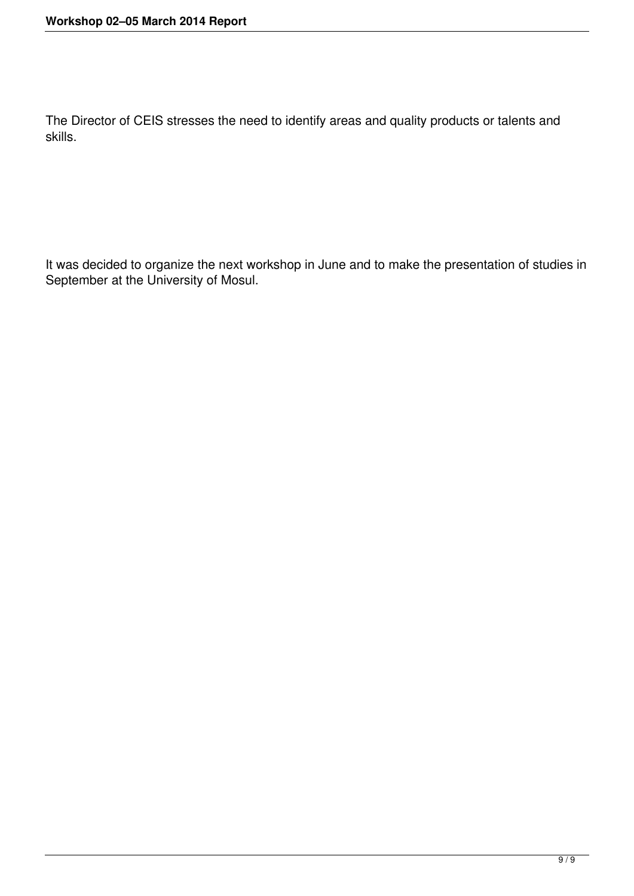The Director of CEIS stresses the need to identify areas and quality products or talents and skills.

It was decided to organize the next workshop in June and to make the presentation of studies in September at the University of Mosul.